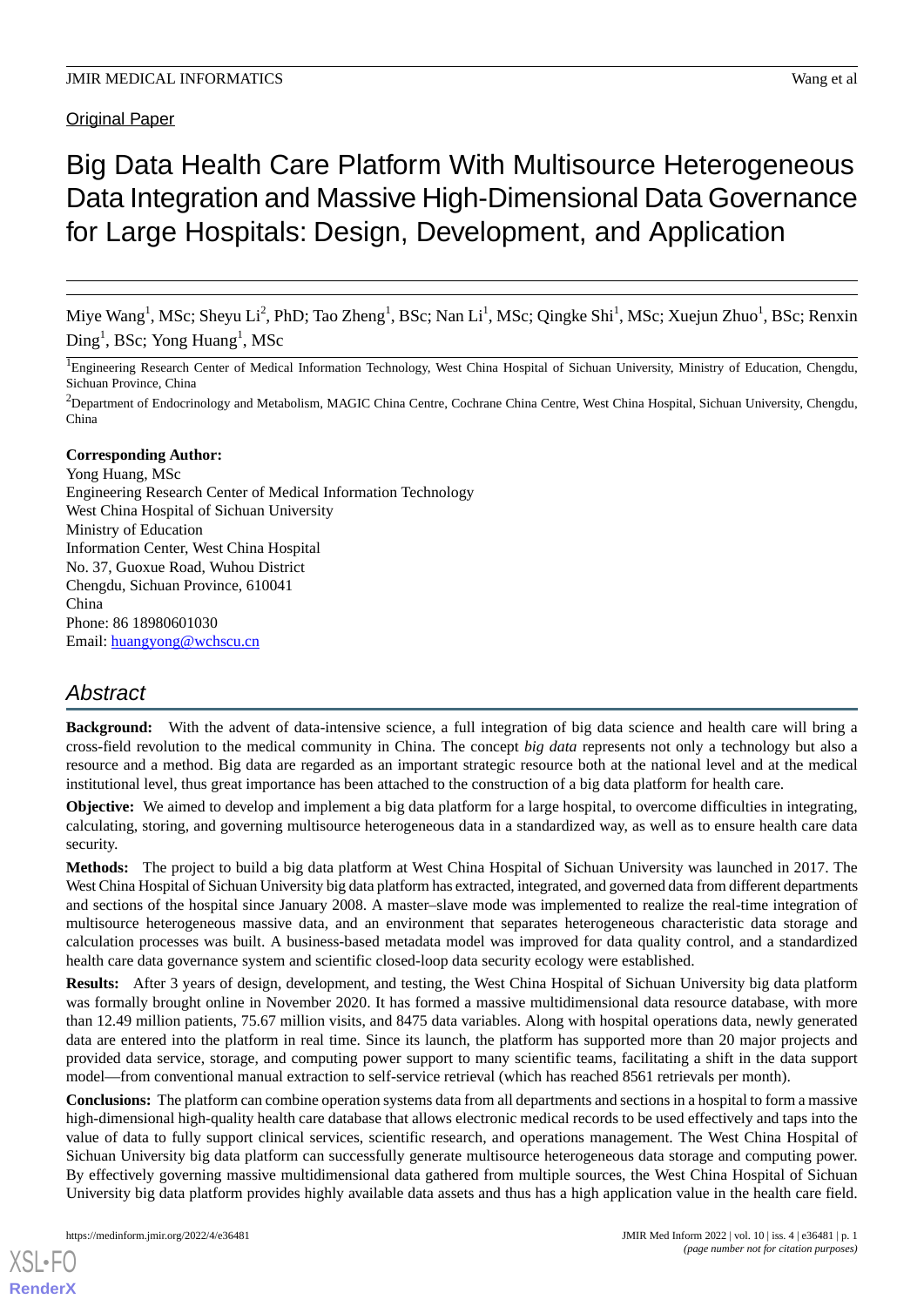Original Paper

# Big Data Health Care Platform With Multisource Heterogeneous Data Integration and Massive High-Dimensional Data Governance for Large Hospitals: Design, Development, and Application

Miye Wang[1], MSc; Sheyu Li[2], PhD; Tao Zheng[1], BSc; Nan Li[1], MSc; Qingke Shi[1], MSc; Xuejun Zhuo[1], BSc; Renxin Ding[1], BSc; Yong Huang[1], MSc

[1]Engineering Research Center of Medical Information Technology, West China Hospital of Sichuan University, Ministry of Education, Chengdu, Sichuan Province, China

[2]Department of Endocrinology and Metabolism, MAGIC China Centre, Cochrane China Centre, West China Hospital, Sichuan University, Chengdu, China

**Corresponding Author:**
Yong Huang, MSc
Engineering Research Center of Medical Information Technology
West China Hospital of Sichuan University
Ministry of Education
Information Center, West China Hospital
No. 37, Guoxue Road, Wuhou District
Chengdu, Sichuan Province, 610041
China
Phone: 86 18980601030
Email: huangyong@wchscu.cn

## Abstract

**Background:** With the advent of data-intensive science, a full integration of big data science and health care will bring a cross-field revolution to the medical community in China. The concept *big data* represents not only a technology but also a resource and a method. Big data are regarded as an important strategic resource both at the national level and at the medical institutional level, thus great importance has been attached to the construction of a big data platform for health care.

**Objective:** We aimed to develop and implement a big data platform for a large hospital, to overcome difficulties in integrating, calculating, storing, and governing multisource heterogeneous data in a standardized way, as well as to ensure health care data security.

**Methods:** The project to build a big data platform at West China Hospital of Sichuan University was launched in 2017. The West China Hospital of Sichuan University big data platform has extracted, integrated, and governed data from different departments and sections of the hospital since January 2008. A master–slave mode was implemented to realize the real-time integration of multisource heterogeneous massive data, and an environment that separates heterogeneous characteristic data storage and calculation processes was built. A business-based metadata model was improved for data quality control, and a standardized health care data governance system and scientific closed-loop data security ecology were established.

**Results:** After 3 years of design, development, and testing, the West China Hospital of Sichuan University big data platform was formally brought online in November 2020. It has formed a massive multidimensional data resource database, with more than 12.49 million patients, 75.67 million visits, and 8475 data variables. Along with hospital operations data, newly generated data are entered into the platform in real time. Since its launch, the platform has supported more than 20 major projects and provided data service, storage, and computing power support to many scientific teams, facilitating a shift in the data support model—from conventional manual extraction to self-service retrieval (which has reached 8561 retrievals per month).

**Conclusions:** The platform can combine operation systems data from all departments and sections in a hospital to form a massive high-dimensional high-quality health care database that allows electronic medical records to be used effectively and taps into the value of data to fully support clinical services, scientific research, and operations management. The West China Hospital of Sichuan University big data platform can successfully generate multisource heterogeneous data storage and computing power. By effectively governing massive multidimensional data gathered from multiple sources, the West China Hospital of Sichuan University big data platform provides highly available data assets and thus has a high application value in the health care field.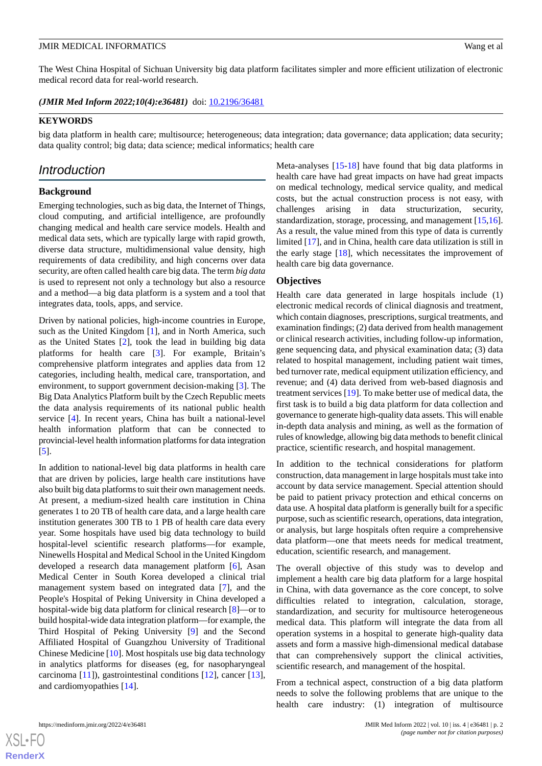The West China Hospital of Sichuan University big data platform facilitates simpler and more efficient utilization of electronic medical record data for real-world research.

***(JMIR Med Inform 2022;10(4):e36481)*** doi: 10.2196/36481

**KEYWORDS**

big data platform in health care; multisource; heterogeneous; data integration; data governance; data application; data security; data quality control; big data; data science; medical informatics; health care

## Introduction

### Background

Emerging technologies, such as big data, the Internet of Things, cloud computing, and artificial intelligence, are profoundly changing medical and health care service models. Health and medical data sets, which are typically large with rapid growth, diverse data structure, multidimensional value density, high requirements of data credibility, and high concerns over data security, are often called health care big data. The term *big data* is used to represent not only a technology but also a resource and a method—a big data platform is a system and a tool that integrates data, tools, apps, and service.

Driven by national policies, high-income countries in Europe, such as the United Kingdom [1], and in North America, such as the United States [2], took the lead in building big data platforms for health care [3]. For example, Britain's comprehensive platform integrates and applies data from 12 categories, including health, medical care, transportation, and environment, to support government decision-making [3]. The Big Data Analytics Platform built by the Czech Republic meets the data analysis requirements of its national public health service [4]. In recent years, China has built a national-level health information platform that can be connected to provincial-level health information platforms for data integration [5].

In addition to national-level big data platforms in health care that are driven by policies, large health care institutions have also built big data platforms to suit their own management needs. At present, a medium-sized health care institution in China generates 1 to 20 TB of health care data, and a large health care institution generates 300 TB to 1 PB of health care data every year. Some hospitals have used big data technology to build hospital-level scientific research platforms—for example, Ninewells Hospital and Medical School in the United Kingdom developed a research data management platform [6], Asan Medical Center in South Korea developed a clinical trial management system based on integrated data [7], and the People's Hospital of Peking University in China developed a hospital-wide big data platform for clinical research [8]—or to build hospital-wide data integration platform—for example, the Third Hospital of Peking University [9] and the Second Affiliated Hospital of Guangzhou University of Traditional Chinese Medicine [10]. Most hospitals use big data technology in analytics platforms for diseases (eg, for nasopharyngeal carcinoma [11]), gastrointestinal conditions [12], cancer [13], and cardiomyopathies [14].

Meta-analyses [15-18] have found that big data platforms in health care have had great impacts on have had great impacts on medical technology, medical service quality, and medical costs, but the actual construction process is not easy, with challenges arising in data structurization, security, standardization, storage, processing, and management [15,16]. As a result, the value mined from this type of data is currently limited [17], and in China, health care data utilization is still in the early stage [18], which necessitates the improvement of health care big data governance.

### Objectives

Health care data generated in large hospitals include (1) electronic medical records of clinical diagnosis and treatment, which contain diagnoses, prescriptions, surgical treatments, and examination findings; (2) data derived from health management or clinical research activities, including follow-up information, gene sequencing data, and physical examination data; (3) data related to hospital management, including patient wait times, bed turnover rate, medical equipment utilization efficiency, and revenue; and (4) data derived from web-based diagnosis and treatment services [19]. To make better use of medical data, the first task is to build a big data platform for data collection and governance to generate high-quality data assets. This will enable in-depth data analysis and mining, as well as the formation of rules of knowledge, allowing big data methods to benefit clinical practice, scientific research, and hospital management.

In addition to the technical considerations for platform construction, data management in large hospitals must take into account by data service management. Special attention should be paid to patient privacy protection and ethical concerns on data use. A hospital data platform is generally built for a specific purpose, such as scientific research, operations, data integration, or analysis, but large hospitals often require a comprehensive data platform—one that meets needs for medical treatment, education, scientific research, and management.

The overall objective of this study was to develop and implement a health care big data platform for a large hospital in China, with data governance as the core concept, to solve difficulties related to integration, calculation, storage, standardization, and security for multisource heterogeneous medical data. This platform will integrate the data from all operation systems in a hospital to generate high-quality data assets and form a massive high-dimensional medical database that can comprehensively support the clinical activities, scientific research, and management of the hospital.

From a technical aspect, construction of a big data platform needs to solve the following problems that are unique to the health care industry: (1) integration of multisource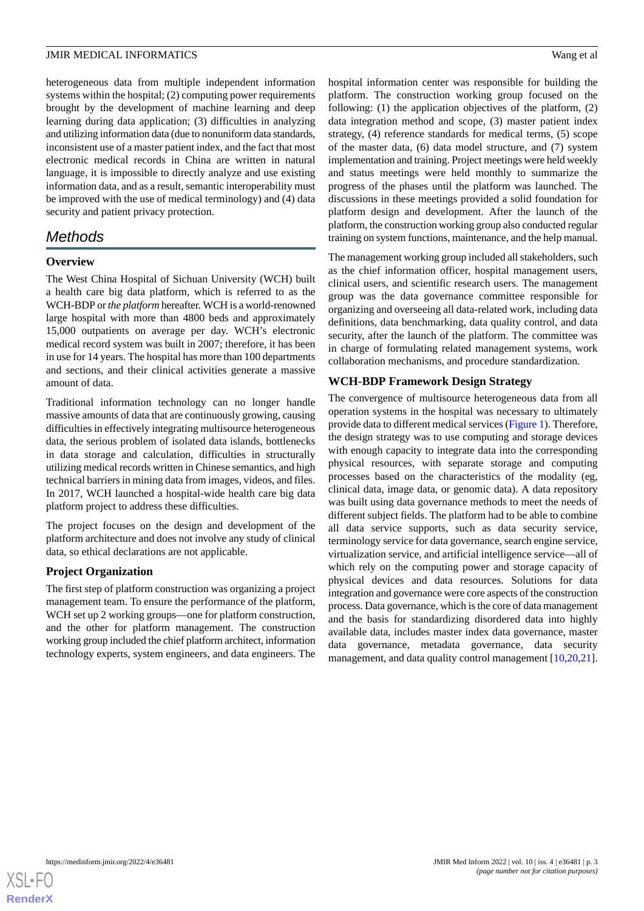heterogeneous data from multiple independent information systems within the hospital; (2) computing power requirements brought by the development of machine learning and deep learning during data application; (3) difficulties in analyzing and utilizing information data (due to nonuniform data standards, inconsistent use of a master patient index, and the fact that most electronic medical records in China are written in natural language, it is impossible to directly analyze and use existing information data, and as a result, semantic interoperability must be improved with the use of medical terminology) and (4) data security and patient privacy protection.

## Methods

### Overview

The West China Hospital of Sichuan University (WCH) built a health care big data platform, which is referred to as the WCH-BDP or *the platform* hereafter. WCH is a world-renowned large hospital with more than 4800 beds and approximately 15,000 outpatients on average per day. WCH's electronic medical record system was built in 2007; therefore, it has been in use for 14 years. The hospital has more than 100 departments and sections, and their clinical activities generate a massive amount of data.

Traditional information technology can no longer handle massive amounts of data that are continuously growing, causing difficulties in effectively integrating multisource heterogeneous data, the serious problem of isolated data islands, bottlenecks in data storage and calculation, difficulties in structurally utilizing medical records written in Chinese semantics, and high technical barriers in mining data from images, videos, and files. In 2017, WCH launched a hospital-wide health care big data platform project to address these difficulties.

The project focuses on the design and development of the platform architecture and does not involve any study of clinical data, so ethical declarations are not applicable.

### Project Organization

The first step of platform construction was organizing a project management team. To ensure the performance of the platform, WCH set up 2 working groups—one for platform construction, and the other for platform management. The construction working group included the chief platform architect, information technology experts, system engineers, and data engineers. The hospital information center was responsible for building the platform. The construction working group focused on the following: (1) the application objectives of the platform, (2) data integration method and scope, (3) master patient index strategy, (4) reference standards for medical terms, (5) scope of the master data, (6) data model structure, and (7) system implementation and training. Project meetings were held weekly and status meetings were held monthly to summarize the progress of the phases until the platform was launched. The discussions in these meetings provided a solid foundation for platform design and development. After the launch of the platform, the construction working group also conducted regular training on system functions, maintenance, and the help manual.

The management working group included all stakeholders, such as the chief information officer, hospital management users, clinical users, and scientific research users. The management group was the data governance committee responsible for organizing and overseeing all data-related work, including data definitions, data benchmarking, data quality control, and data security, after the launch of the platform. The committee was in charge of formulating related management systems, work collaboration mechanisms, and procedure standardization.

### WCH-BDP Framework Design Strategy

The convergence of multisource heterogeneous data from all operation systems in the hospital was necessary to ultimately provide data to different medical services (Figure 1). Therefore, the design strategy was to use computing and storage devices with enough capacity to integrate data into the corresponding physical resources, with separate storage and computing processes based on the characteristics of the modality (eg, clinical data, image data, or genomic data). A data repository was built using data governance methods to meet the needs of different subject fields. The platform had to be able to combine all data service supports, such as data security service, terminology service for data governance, search engine service, virtualization service, and artificial intelligence service—all of which rely on the computing power and storage capacity of physical devices and data resources. Solutions for data integration and governance were core aspects of the construction process. Data governance, which is the core of data management and the basis for standardizing disordered data into highly available data, includes master index data governance, master data governance, metadata governance, data security management, and data quality control management [10,20,21].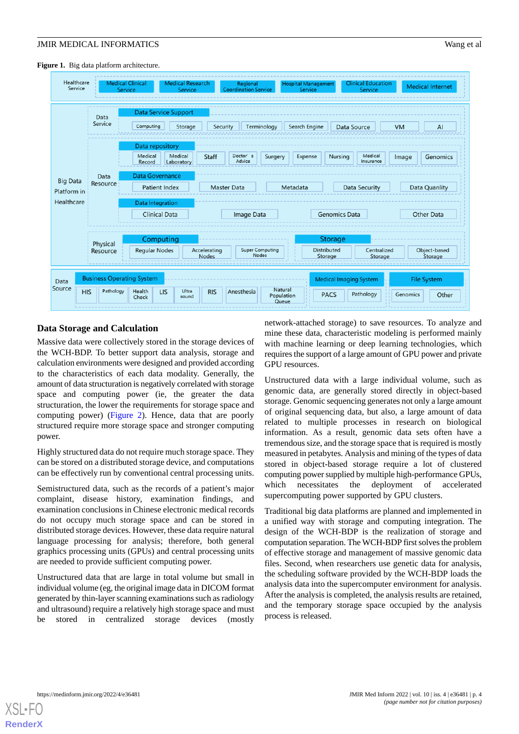**Figure 1.** Big data platform architecture.

## Data Storage and Calculation

Massive data were collectively stored in the storage devices of the WCH-BDP. To better support data analysis, storage and calculation environments were designed and provided according to the characteristics of each data modality. Generally, the amount of data structuration is negatively correlated with storage space and computing power (ie, the greater the data structuration, the lower the requirements for storage space and computing power) (Figure 2). Hence, data that are poorly structured require more storage space and stronger computing power.

Highly structured data do not require much storage space. They can be stored on a distributed storage device, and computations can be effectively run by conventional central processing units.

Semistructured data, such as the records of a patient's major complaint, disease history, examination findings, and examination conclusions in Chinese electronic medical records do not occupy much storage space and can be stored in distributed storage devices. However, these data require natural language processing for analysis; therefore, both general graphics processing units (GPUs) and central processing units are needed to provide sufficient computing power.

Unstructured data that are large in total volume but small in individual volume (eg, the original image data in DICOM format generated by thin-layer scanning examinations such as radiology and ultrasound) require a relatively high storage space and must be stored in centralized storage devices (mostly network-attached storage) to save resources. To analyze and mine these data, characteristic modeling is performed mainly with machine learning or deep learning technologies, which requires the support of a large amount of GPU power and private GPU resources.

Unstructured data with a large individual volume, such as genomic data, are generally stored directly in object-based storage. Genomic sequencing generates not only a large amount of original sequencing data, but also, a large amount of data related to multiple processes in research on biological information. As a result, genomic data sets often have a tremendous size, and the storage space that is required is mostly measured in petabytes. Analysis and mining of the types of data stored in object-based storage require a lot of clustered computing power supplied by multiple high-performance GPUs, which necessitates the deployment of accelerated supercomputing power supported by GPU clusters.

Traditional big data platforms are planned and implemented in a unified way with storage and computing integration. The design of the WCH-BDP is the realization of storage and computation separation. The WCH-BDP first solves the problem of effective storage and management of massive genomic data files. Second, when researchers use genetic data for analysis, the scheduling software provided by the WCH-BDP loads the analysis data into the supercomputer environment for analysis. After the analysis is completed, the analysis results are retained, and the temporary storage space occupied by the analysis process is released.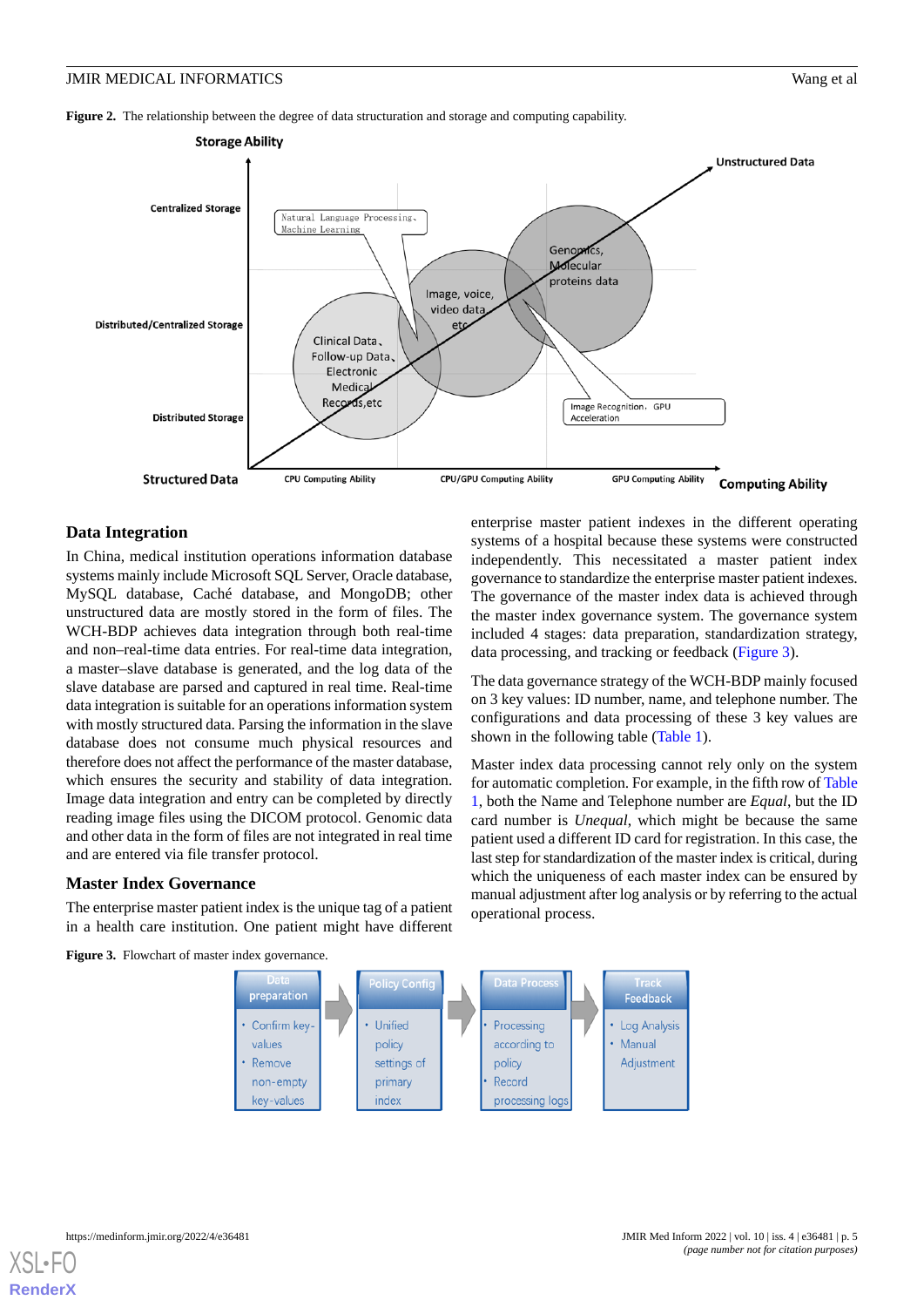**Figure 2.** The relationship between the degree of data structuration and storage and computing capability.

**Figure 3.** Flowchart of master index governance.

## Data Integration

In China, medical institution operations information database systems mainly include Microsoft SQL Server, Oracle database, MySQL database, Caché database, and MongoDB; other unstructured data are mostly stored in the form of files. The WCH-BDP achieves data integration through both real-time and non–real-time data entries. For real-time data integration, a master–slave database is generated, and the log data of the slave database are parsed and captured in real time. Real-time data integration is suitable for an operations information system with mostly structured data. Parsing the information in the slave database does not consume much physical resources and therefore does not affect the performance of the master database, which ensures the security and stability of data integration. Image data integration and entry can be completed by directly reading image files using the DICOM protocol. Genomic data and other data in the form of files are not integrated in real time and are entered via file transfer protocol.

### Master Index Governance

The enterprise master patient index is the unique tag of a patient in a health care institution. One patient might have different enterprise master patient indexes in the different operating systems of a hospital because these systems were constructed independently. This necessitated a master patient index governance to standardize the enterprise master patient indexes. The governance of the master index data is achieved through the master index governance system. The governance system included 4 stages: data preparation, standardization strategy, data processing, and tracking or feedback (Figure 3).

The data governance strategy of the WCH-BDP mainly focused on 3 key values: ID number, name, and telephone number. The configurations and data processing of these 3 key values are shown in the following table (Table 1).

Master index data processing cannot rely only on the system for automatic completion. For example, in the fifth row of Table 1, both the Name and Telephone number are *Equal*, but the ID card number is *Unequal*, which might be because the same patient used a different ID card for registration. In this case, the last step for standardization of the master index is critical, during which the uniqueness of each master index can be ensured by manual adjustment after log analysis or by referring to the actual operational process.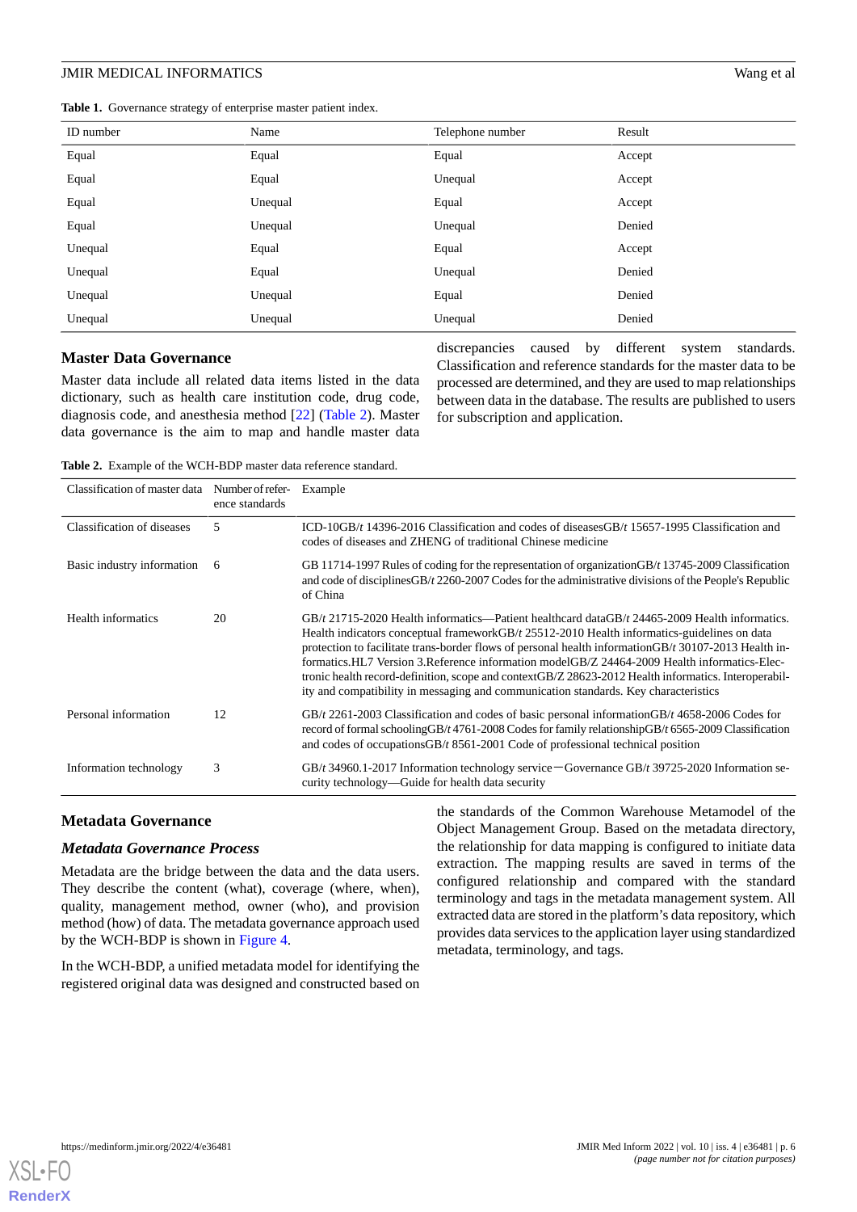**Table 1.** Governance strategy of enterprise master patient index.

| ID number | Name | Telephone number | Result |
|---|---|---|---|
| Equal | Equal | Equal | Accept |
| Equal | Equal | Unequal | Accept |
| Equal | Unequal | Equal | Accept |
| Equal | Unequal | Unequal | Denied |
| Unequal | Equal | Equal | Accept |
| Unequal | Equal | Unequal | Denied |
| Unequal | Unequal | Equal | Denied |
| Unequal | Unequal | Unequal | Denied |

### Master Data Governance

Master data include all related data items listed in the data dictionary, such as health care institution code, drug code, diagnosis code, and anesthesia method [22] (Table 2). Master data governance is the aim to map and handle master data discrepancies caused by different system standards. Classification and reference standards for the master data to be processed are determined, and they are used to map relationships between data in the database. The results are published to users for subscription and application.

**Table 2.** Example of the WCH-BDP master data reference standard.

| Classification of master data | Number of reference standards | Example |
|---|---|---|
| Classification of diseases | 5 | ICD-10GB/*t* 14396-2016 Classification and codes of diseasesGB/*t* 15657-1995 Classification and codes of diseases and ZHENG of traditional Chinese medicine |
| Basic industry information | 6 | GB 11714-1997 Rules of coding for the representation of organizationGB/*t* 13745-2009 Classification and code of disciplinesGB/*t* 2260-2007 Codes for the administrative divisions of the People's Republic of China |
| Health informatics | 20 | GB/*t* 21715-2020 Health informatics—Patient healthcard dataGB/*t* 24465-2009 Health informatics. Health indicators conceptual frameworkGB/*t* 25512-2010 Health informatics-guidelines on data protection to facilitate trans-border flows of personal health informationGB/*t* 30107-2013 Health informatics.HL7 Version 3.Reference information modelGB/Z 24464-2009 Health informatics-Electronic health record-definition, scope and contextGB/Z 28623-2012 Health informatics. Interoperability and compatibility in messaging and communication standards. Key characteristics |
| Personal information | 12 | GB/*t* 2261-2003 Classification and codes of basic personal informationGB/*t* 4658-2006 Codes for record of formal schoolingGB/*t* 4761-2008 Codes for family relationshipGB/*t* 6565-2009 Classification and codes of occupationsGB/*t* 8561-2001 Code of professional technical position |
| Information technology | 3 | GB/*t* 34960.1-2017 Information technology service—Governance GB/*t* 39725-2020 Information security technology—Guide for health data security |

### Metadata Governance

#### *Metadata Governance Process*

Metadata are the bridge between the data and the data users. They describe the content (what), coverage (where, when), quality, management method, owner (who), and provision method (how) of data. The metadata governance approach used by the WCH-BDP is shown in Figure 4.

In the WCH-BDP, a unified metadata model for identifying the registered original data was designed and constructed based on the standards of the Common Warehouse Metamodel of the Object Management Group. Based on the metadata directory, the relationship for data mapping is configured to initiate data extraction. The mapping results are saved in terms of the configured relationship and compared with the standard terminology and tags in the metadata management system. All extracted data are stored in the platform's data repository, which provides data services to the application layer using standardized metadata, terminology, and tags.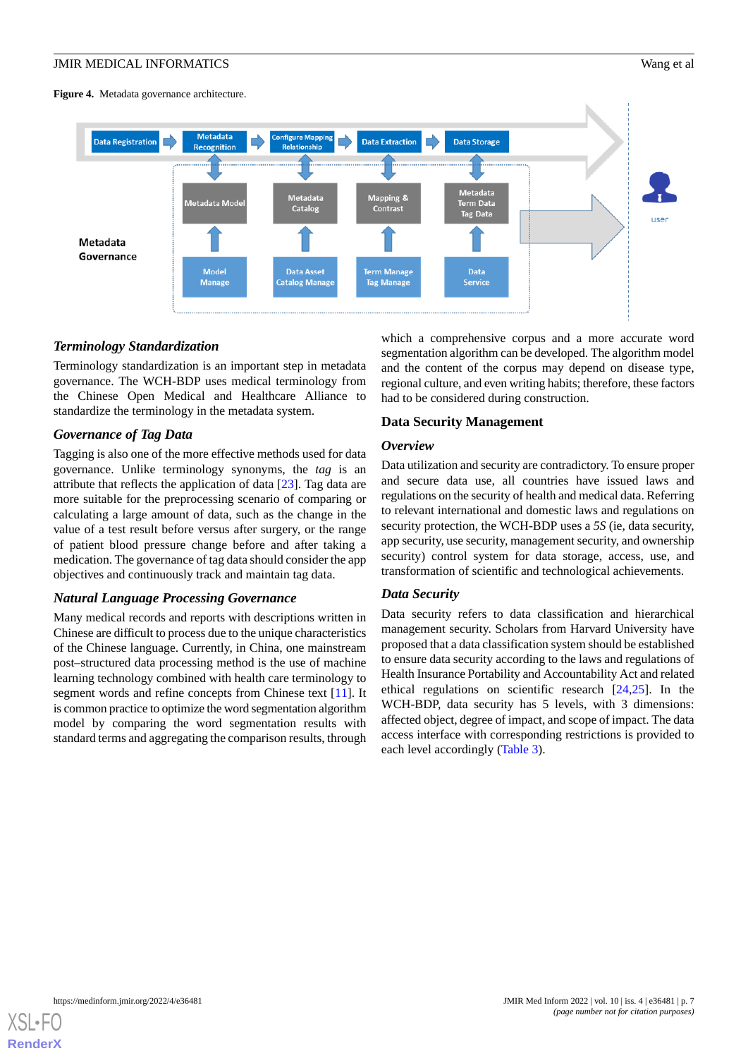**Figure 4.** Metadata governance architecture.

### *Terminology Standardization*

Terminology standardization is an important step in metadata governance. The WCH-BDP uses medical terminology from the Chinese Open Medical and Healthcare Alliance to standardize the terminology in the metadata system.

### *Governance of Tag Data*

Tagging is also one of the more effective methods used for data governance. Unlike terminology synonyms, the *tag* is an attribute that reflects the application of data [23]. Tag data are more suitable for the preprocessing scenario of comparing or calculating a large amount of data, such as the change in the value of a test result before versus after surgery, or the range of patient blood pressure change before and after taking a medication. The governance of tag data should consider the app objectives and continuously track and maintain tag data.

### *Natural Language Processing Governance*

Many medical records and reports with descriptions written in Chinese are difficult to process due to the unique characteristics of the Chinese language. Currently, in China, one mainstream post–structured data processing method is the use of machine learning technology combined with health care terminology to segment words and refine concepts from Chinese text [11]. It is common practice to optimize the word segmentation algorithm model by comparing the word segmentation results with standard terms and aggregating the comparison results, through which a comprehensive corpus and a more accurate word segmentation algorithm can be developed. The algorithm model and the content of the corpus may depend on disease type, regional culture, and even writing habits; therefore, these factors had to be considered during construction.

## Data Security Management

### *Overview*

Data utilization and security are contradictory. To ensure proper and secure data use, all countries have issued laws and regulations on the security of health and medical data. Referring to relevant international and domestic laws and regulations on security protection, the WCH-BDP uses a *5S* (ie, data security, app security, use security, management security, and ownership security) control system for data storage, access, use, and transformation of scientific and technological achievements.

### *Data Security*

Data security refers to data classification and hierarchical management security. Scholars from Harvard University have proposed that a data classification system should be established to ensure data security according to the laws and regulations of Health Insurance Portability and Accountability Act and related ethical regulations on scientific research [24,25]. In the WCH-BDP, data security has 5 levels, with 3 dimensions: affected object, degree of impact, and scope of impact. The data access interface with corresponding restrictions is provided to each level accordingly (Table 3).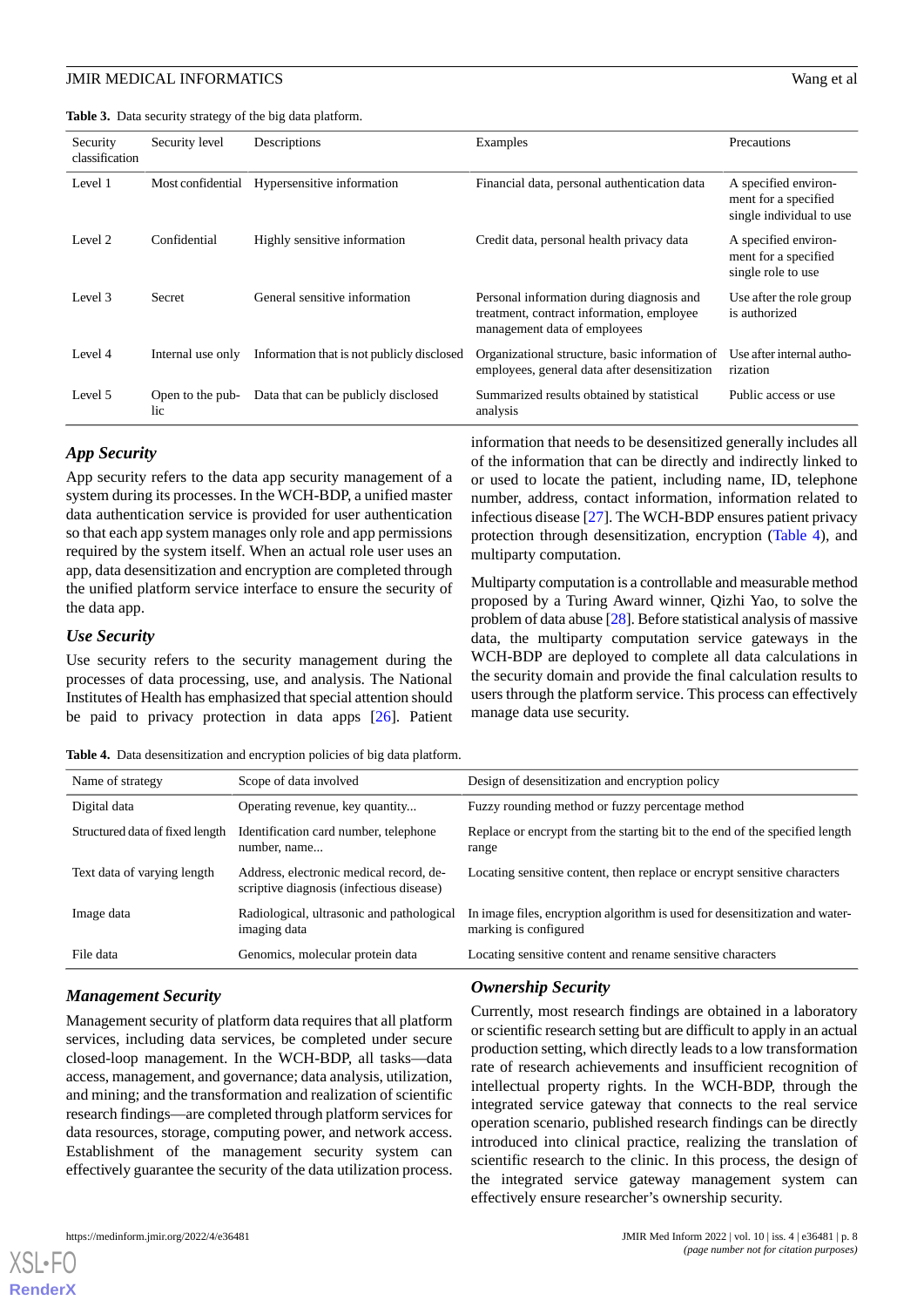**Table 3.** Data security strategy of the big data platform.

| Security classification | Security level | Descriptions | Examples | Precautions |
|---|---|---|---|---|
| Level 1 | Most confidential | Hypersensitive information | Financial data, personal authentication data | A specified environment for a specified single individual to use |
| Level 2 | Confidential | Highly sensitive information | Credit data, personal health privacy data | A specified environment for a specified single role to use |
| Level 3 | Secret | General sensitive information | Personal information during diagnosis and treatment, contract information, employee management data of employees | Use after the role group is authorized |
| Level 4 | Internal use only | Information that is not publicly disclosed | Organizational structure, basic information of employees, general data after desensitization | Use after internal authorization |
| Level 5 | Open to the public | Data that can be publicly disclosed | Summarized results obtained by statistical analysis | Public access or use |

### App Security

App security refers to the data app security management of a system during its processes. In the WCH-BDP, a unified master data authentication service is provided for user authentication so that each app system manages only role and app permissions required by the system itself. When an actual role user uses an app, data desensitization and encryption are completed through the unified platform service interface to ensure the security of the data app.

### Use Security

Use security refers to the security management during the processes of data processing, use, and analysis. The National Institutes of Health has emphasized that special attention should be paid to privacy protection in data apps [26]. Patient information that needs to be desensitized generally includes all of the information that can be directly and indirectly linked to or used to locate the patient, including name, ID, telephone number, address, contact information, information related to infectious disease [27]. The WCH-BDP ensures patient privacy protection through desensitization, encryption (Table 4), and multiparty computation.

Multiparty computation is a controllable and measurable method proposed by a Turing Award winner, Qizhi Yao, to solve the problem of data abuse [28]. Before statistical analysis of massive data, the multiparty computation service gateways in the WCH-BDP are deployed to complete all data calculations in the security domain and provide the final calculation results to users through the platform service. This process can effectively manage data use security.

**Table 4.** Data desensitization and encryption policies of big data platform.

| Name of strategy | Scope of data involved | Design of desensitization and encryption policy |
|---|---|---|
| Digital data | Operating revenue, key quantity... | Fuzzy rounding method or fuzzy percentage method |
| Structured data of fixed length | Identification card number, telephone number, name... | Replace or encrypt from the starting bit to the end of the specified length range |
| Text data of varying length | Address, electronic medical record, descriptive diagnosis (infectious disease) | Locating sensitive content, then replace or encrypt sensitive characters |
| Image data | Radiological, ultrasonic and pathological imaging data | In image files, encryption algorithm is used for desensitization and watermarking is configured |
| File data | Genomics, molecular protein data | Locating sensitive content and rename sensitive characters |

### Management Security

Management security of platform data requires that all platform services, including data services, be completed under secure closed-loop management. In the WCH-BDP, all tasks—data access, management, and governance; data analysis, utilization, and mining; and the transformation and realization of scientific research findings—are completed through platform services for data resources, storage, computing power, and network access. Establishment of the management security system can effectively guarantee the security of the data utilization process.

### Ownership Security

Currently, most research findings are obtained in a laboratory or scientific research setting but are difficult to apply in an actual production setting, which directly leads to a low transformation rate of research achievements and insufficient recognition of intellectual property rights. In the WCH-BDP, through the integrated service gateway that connects to the real service operation scenario, published research findings can be directly introduced into clinical practice, realizing the translation of scientific research to the clinic. In this process, the design of the integrated service gateway management system can effectively ensure researcher's ownership security.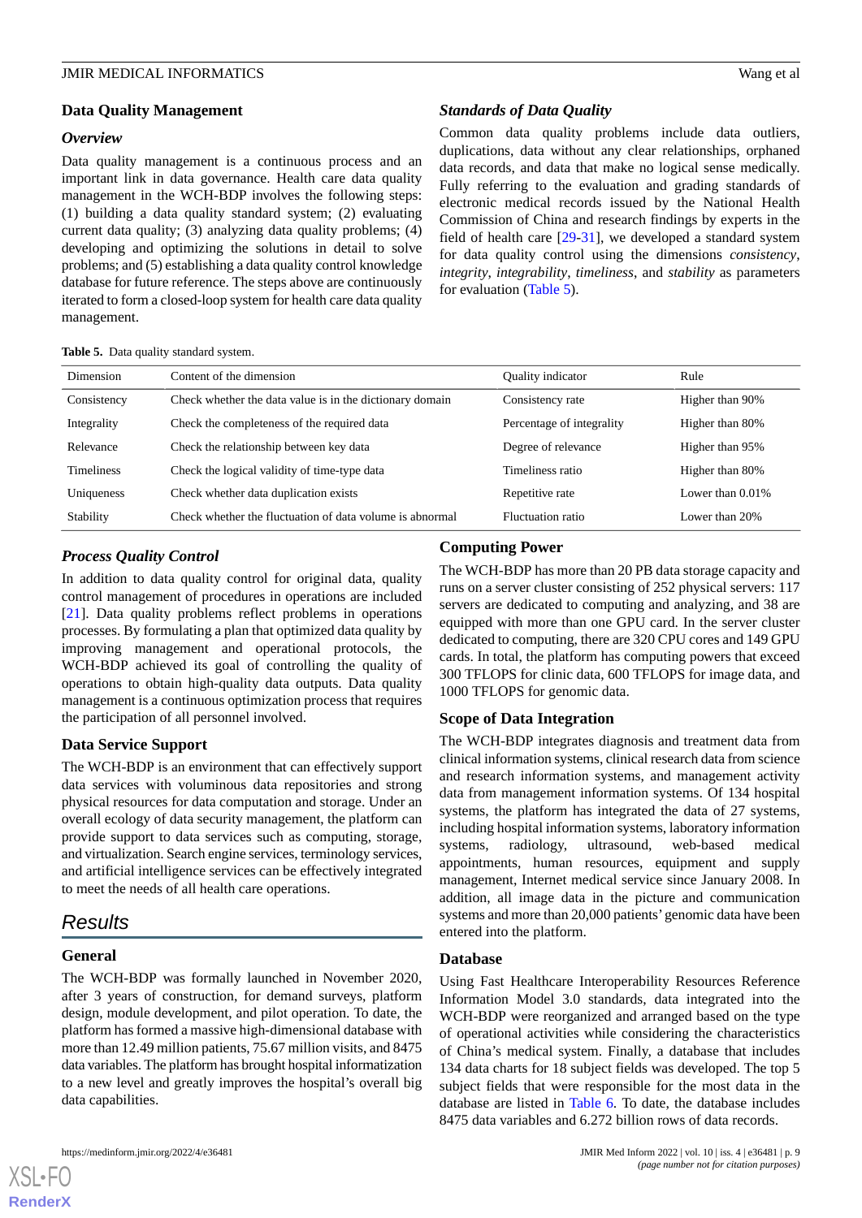## Data Quality Management

### Overview

Data quality management is a continuous process and an important link in data governance. Health care data quality management in the WCH-BDP involves the following steps: (1) building a data quality standard system; (2) evaluating current data quality; (3) analyzing data quality problems; (4) developing and optimizing the solutions in detail to solve problems; and (5) establishing a data quality control knowledge database for future reference. The steps above are continuously iterated to form a closed-loop system for health care data quality management.

### Standards of Data Quality

Common data quality problems include data outliers, duplications, data without any clear relationships, orphaned data records, and data that make no logical sense medically. Fully referring to the evaluation and grading standards of electronic medical records issued by the National Health Commission of China and research findings by experts in the field of health care [29-31], we developed a standard system for data quality control using the dimensions *consistency*, *integrity*, *integrability*, *timeliness*, and *stability* as parameters for evaluation (Table 5).

**Table 5.** Data quality standard system.

| Dimension | Content of the dimension | Quality indicator | Rule |
|---|---|---|---|
| Consistency | Check whether the data value is in the dictionary domain | Consistency rate | Higher than 90% |
| Integrity | Check the completeness of the required data | Percentage of integrity | Higher than 80% |
| Relevance | Check the relationship between key data | Degree of relevance | Higher than 95% |
| Timeliness | Check the logical validity of time-type data | Timeliness ratio | Higher than 80% |
| Uniqueness | Check whether data duplication exists | Repetitive rate | Lower than 0.01% |
| Stability | Check whether the fluctuation of data volume is abnormal | Fluctuation ratio | Lower than 20% |

### Process Quality Control

In addition to data quality control for original data, quality control management of procedures in operations are included [21]. Data quality problems reflect problems in operations processes. By formulating a plan that optimized data quality by improving management and operational protocols, the WCH-BDP achieved its goal of controlling the quality of operations to obtain high-quality data outputs. Data quality management is a continuous optimization process that requires the participation of all personnel involved.

## Data Service Support

The WCH-BDP is an environment that can effectively support data services with voluminous data repositories and strong physical resources for data computation and storage. Under an overall ecology of data security management, the platform can provide support to data services such as computing, storage, and virtualization. Search engine services, terminology services, and artificial intelligence services can be effectively integrated to meet the needs of all health care operations.

# Results

## General

The WCH-BDP was formally launched in November 2020, after 3 years of construction, for demand surveys, platform design, module development, and pilot operation. To date, the platform has formed a massive high-dimensional database with more than 12.49 million patients, 75.67 million visits, and 8475 data variables. The platform has brought hospital informatization to a new level and greatly improves the hospital's overall big data capabilities.

## Computing Power

The WCH-BDP has more than 20 PB data storage capacity and runs on a server cluster consisting of 252 physical servers: 117 servers are dedicated to computing and analyzing, and 38 are equipped with more than one GPU card. In the server cluster dedicated to computing, there are 320 CPU cores and 149 GPU cards. In total, the platform has computing powers that exceed 300 TFLOPS for clinic data, 600 TFLOPS for image data, and 1000 TFLOPS for genomic data.

## Scope of Data Integration

The WCH-BDP integrates diagnosis and treatment data from clinical information systems, clinical research data from science and research information systems, and management activity data from management information systems. Of 134 hospital systems, the platform has integrated the data of 27 systems, including hospital information systems, laboratory information systems, radiology, ultrasound, web-based medical appointments, human resources, equipment and supply management, Internet medical service since January 2008. In addition, all image data in the picture and communication systems and more than 20,000 patients' genomic data have been entered into the platform.

## Database

Using Fast Healthcare Interoperability Resources Reference Information Model 3.0 standards, data integrated into the WCH-BDP were reorganized and arranged based on the type of operational activities while considering the characteristics of China's medical system. Finally, a database that includes 134 data charts for 18 subject fields was developed. The top 5 subject fields that were responsible for the most data in the database are listed in Table 6. To date, the database includes 8475 data variables and 6.272 billion rows of data records.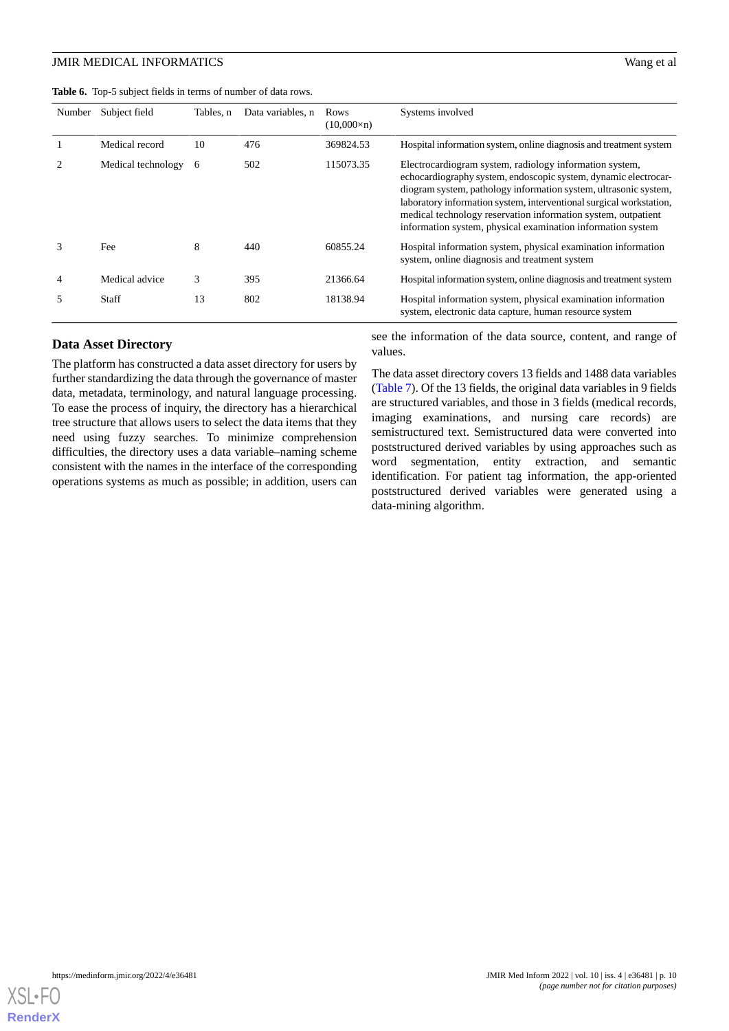**Table 6.** Top-5 subject fields in terms of number of data rows.

| Number | Subject field | Tables, n | Data variables, n | Rows (10,000×n) | Systems involved |
|---|---|---|---|---|---|
| 1 | Medical record | 10 | 476 | 369824.53 | Hospital information system, online diagnosis and treatment system |
| 2 | Medical technology | 6 | 502 | 115073.35 | Electrocardiogram system, radiology information system, echocardiography system, endoscopic system, dynamic electrocardiogram system, pathology information system, ultrasonic system, laboratory information system, interventional surgical workstation, medical technology reservation information system, outpatient information system, physical examination information system |
| 3 | Fee | 8 | 440 | 60855.24 | Hospital information system, physical examination information system, online diagnosis and treatment system |
| 4 | Medical advice | 3 | 395 | 21366.64 | Hospital information system, online diagnosis and treatment system |
| 5 | Staff | 13 | 802 | 18138.94 | Hospital information system, physical examination information system, electronic data capture, human resource system |

### Data Asset Directory

The platform has constructed a data asset directory for users by further standardizing the data through the governance of master data, metadata, terminology, and natural language processing. To ease the process of inquiry, the directory has a hierarchical tree structure that allows users to select the data items that they need using fuzzy searches. To minimize comprehension difficulties, the directory uses a data variable–naming scheme consistent with the names in the interface of the corresponding operations systems as much as possible; in addition, users can see the information of the data source, content, and range of values.

The data asset directory covers 13 fields and 1488 data variables (Table 7). Of the 13 fields, the original data variables in 9 fields are structured variables, and those in 3 fields (medical records, imaging examinations, and nursing care records) are semistructured text. Semistructured data were converted into poststructured derived variables by using approaches such as word segmentation, entity extraction, and semantic identification. For patient tag information, the app-oriented poststructured derived variables were generated using a data-mining algorithm.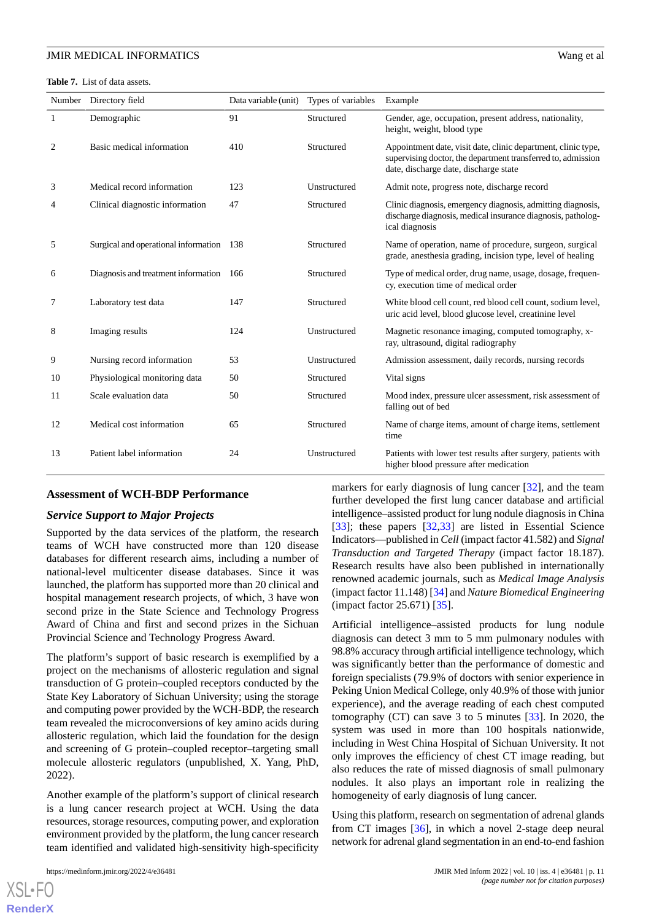**Table 7.** List of data assets.

| Number | Directory field | Data variable (unit) | Types of variables | Example |
|---|---|---|---|---|
| 1 | Demographic | 91 | Structured | Gender, age, occupation, present address, nationality, height, weight, blood type |
| 2 | Basic medical information | 410 | Structured | Appointment date, visit date, clinic department, clinic type, supervising doctor, the department transferred to, admission date, discharge date, discharge state |
| 3 | Medical record information | 123 | Unstructured | Admit note, progress note, discharge record |
| 4 | Clinical diagnostic information | 47 | Structured | Clinic diagnosis, emergency diagnosis, admitting diagnosis, discharge diagnosis, medical insurance diagnosis, pathological diagnosis |
| 5 | Surgical and operational information | 138 | Structured | Name of operation, name of procedure, surgeon, surgical grade, anesthesia grading, incision type, level of healing |
| 6 | Diagnosis and treatment information | 166 | Structured | Type of medical order, drug name, usage, dosage, frequency, execution time of medical order |
| 7 | Laboratory test data | 147 | Structured | White blood cell count, red blood cell count, sodium level, uric acid level, blood glucose level, creatinine level |
| 8 | Imaging results | 124 | Unstructured | Magnetic resonance imaging, computed tomography, x-ray, ultrasound, digital radiography |
| 9 | Nursing record information | 53 | Unstructured | Admission assessment, daily records, nursing records |
| 10 | Physiological monitoring data | 50 | Structured | Vital signs |
| 11 | Scale evaluation data | 50 | Structured | Mood index, pressure ulcer assessment, risk assessment of falling out of bed |
| 12 | Medical cost information | 65 | Structured | Name of charge items, amount of charge items, settlement time |
| 13 | Patient label information | 24 | Unstructured | Patients with lower test results after surgery, patients with higher blood pressure after medication |

## Assessment of WCH-BDP Performance

### *Service Support to Major Projects*

Supported by the data services of the platform, the research teams of WCH have constructed more than 120 disease databases for different research aims, including a number of national-level multicenter disease databases. Since it was launched, the platform has supported more than 20 clinical and hospital management research projects, of which, 3 have won second prize in the State Science and Technology Progress Award of China and first and second prizes in the Sichuan Provincial Science and Technology Progress Award.

The platform's support of basic research is exemplified by a project on the mechanisms of allosteric regulation and signal transduction of G protein–coupled receptors conducted by the State Key Laboratory of Sichuan University; using the storage and computing power provided by the WCH-BDP, the research team revealed the microconversions of key amino acids during allosteric regulation, which laid the foundation for the design and screening of G protein–coupled receptor–targeting small molecule allosteric regulators (unpublished, X. Yang, PhD, 2022).

Another example of the platform's support of clinical research is a lung cancer research project at WCH. Using the data resources, storage resources, computing power, and exploration environment provided by the platform, the lung cancer research team identified and validated high-sensitivity high-specificity markers for early diagnosis of lung cancer [32], and the team further developed the first lung cancer database and artificial intelligence–assisted product for lung nodule diagnosis in China [33]; these papers [32,33] are listed in Essential Science Indicators—published in *Cell* (impact factor 41.582) and *Signal Transduction and Targeted Therapy* (impact factor 18.187). Research results have also been published in internationally renowned academic journals, such as *Medical Image Analysis* (impact factor 11.148) [34] and *Nature Biomedical Engineering* (impact factor 25.671) [35].

Artificial intelligence–assisted products for lung nodule diagnosis can detect 3 mm to 5 mm pulmonary nodules with 98.8% accuracy through artificial intelligence technology, which was significantly better than the performance of domestic and foreign specialists (79.9% of doctors with senior experience in Peking Union Medical College, only 40.9% of those with junior experience), and the average reading of each chest computed tomography (CT) can save 3 to 5 minutes [33]. In 2020, the system was used in more than 100 hospitals nationwide, including in West China Hospital of Sichuan University. It not only improves the efficiency of chest CT image reading, but also reduces the rate of missed diagnosis of small pulmonary nodules. It also plays an important role in realizing the homogeneity of early diagnosis of lung cancer.

Using this platform, research on segmentation of adrenal glands from CT images [36], in which a novel 2-stage deep neural network for adrenal gland segmentation in an end-to-end fashion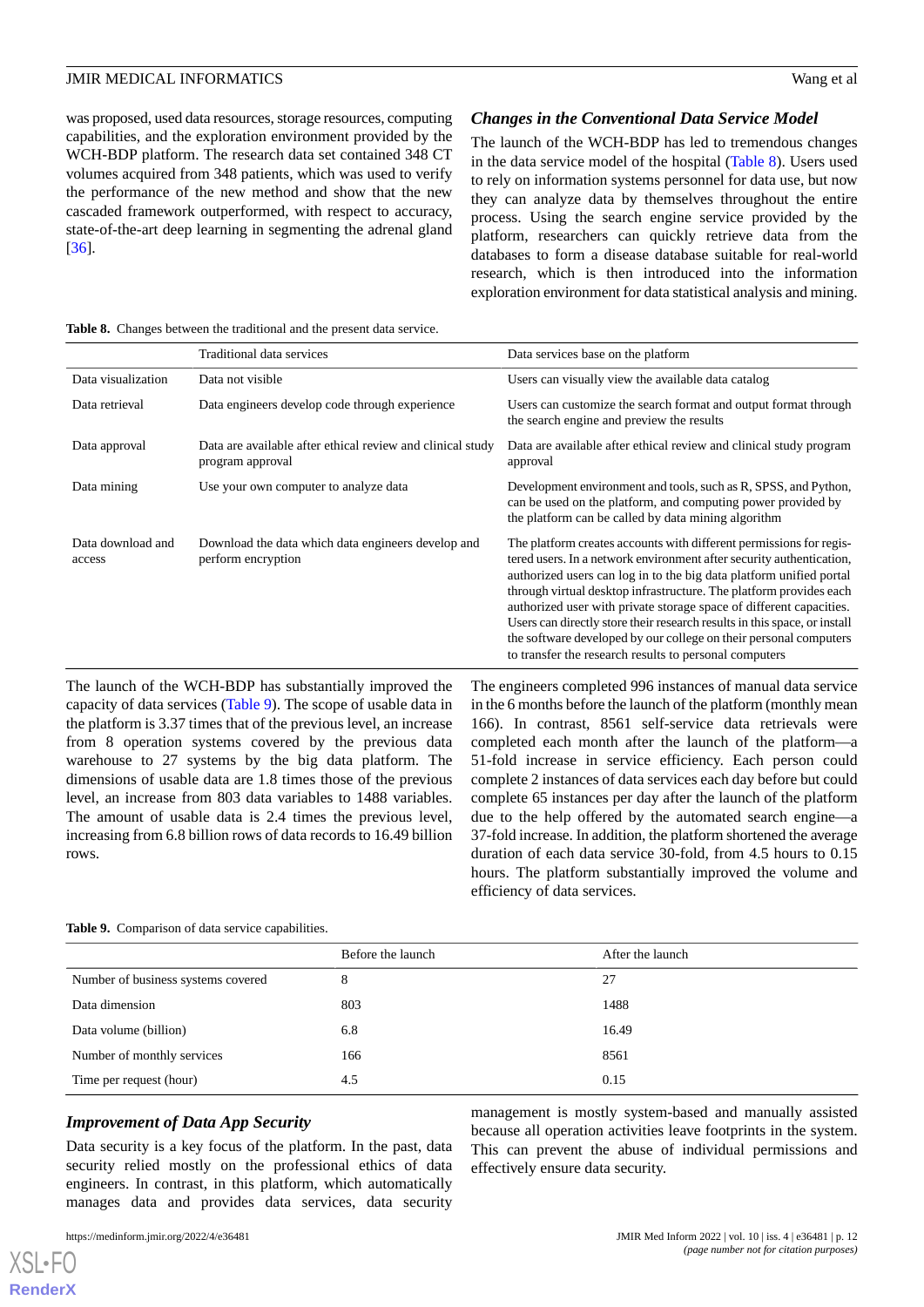was proposed, used data resources, storage resources, computing capabilities, and the exploration environment provided by the WCH-BDP platform. The research data set contained 348 CT volumes acquired from 348 patients, which was used to verify the performance of the new method and show that the new cascaded framework outperformed, with respect to accuracy, state-of-the-art deep learning in segmenting the adrenal gland [36].

### *Changes in the Conventional Data Service Model*

The launch of the WCH-BDP has led to tremendous changes in the data service model of the hospital (Table 8). Users used to rely on information systems personnel for data use, but now they can analyze data by themselves throughout the entire process. Using the search engine service provided by the platform, researchers can quickly retrieve data from the databases to form a disease database suitable for real-world research, which is then introduced into the information exploration environment for data statistical analysis and mining.

**Table 8.** Changes between the traditional and the present data service.

| | Traditional data services | Data services base on the platform |
|---|---|---|
| Data visualization | Data not visible | Users can visually view the available data catalog |
| Data retrieval | Data engineers develop code through experience | Users can customize the search format and output format through the search engine and preview the results |
| Data approval | Data are available after ethical review and clinical study program approval | Data are available after ethical review and clinical study program approval |
| Data mining | Use your own computer to analyze data | Development environment and tools, such as R, SPSS, and Python, can be used on the platform, and computing power provided by the platform can be called by data mining algorithm |
| Data download and access | Download the data which data engineers develop and perform encryption | The platform creates accounts with different permissions for registered users. In a network environment after security authentication, authorized users can log in to the big data platform unified portal through virtual desktop infrastructure. The platform provides each authorized user with private storage space of different capacities. Users can directly store their research results in this space, or install the software developed by our college on their personal computers to transfer the research results to personal computers |

The launch of the WCH-BDP has substantially improved the capacity of data services (Table 9). The scope of usable data in the platform is 3.37 times that of the previous level, an increase from 8 operation systems covered by the previous data warehouse to 27 systems by the big data platform. The dimensions of usable data are 1.8 times those of the previous level, an increase from 803 data variables to 1488 variables. The amount of usable data is 2.4 times the previous level, increasing from 6.8 billion rows of data records to 16.49 billion rows.

The engineers completed 996 instances of manual data service in the 6 months before the launch of the platform (monthly mean 166). In contrast, 8561 self-service data retrievals were completed each month after the launch of the platform—a 51-fold increase in service efficiency. Each person could complete 2 instances of data services each day before but could complete 65 instances per day after the launch of the platform due to the help offered by the automated search engine—a 37-fold increase. In addition, the platform shortened the average duration of each data service 30-fold, from 4.5 hours to 0.15 hours. The platform substantially improved the volume and efficiency of data services.

**Table 9.** Comparison of data service capabilities.

| | Before the launch | After the launch |
|---|---|---|
| Number of business systems covered | 8 | 27 |
| Data dimension | 803 | 1488 |
| Data volume (billion) | 6.8 | 16.49 |
| Number of monthly services | 166 | 8561 |
| Time per request (hour) | 4.5 | 0.15 |

### *Improvement of Data App Security*

Data security is a key focus of the platform. In the past, data security relied mostly on the professional ethics of data engineers. In contrast, in this platform, which automatically manages data and provides data services, data security management is mostly system-based and manually assisted because all operation activities leave footprints in the system. This can prevent the abuse of individual permissions and effectively ensure data security.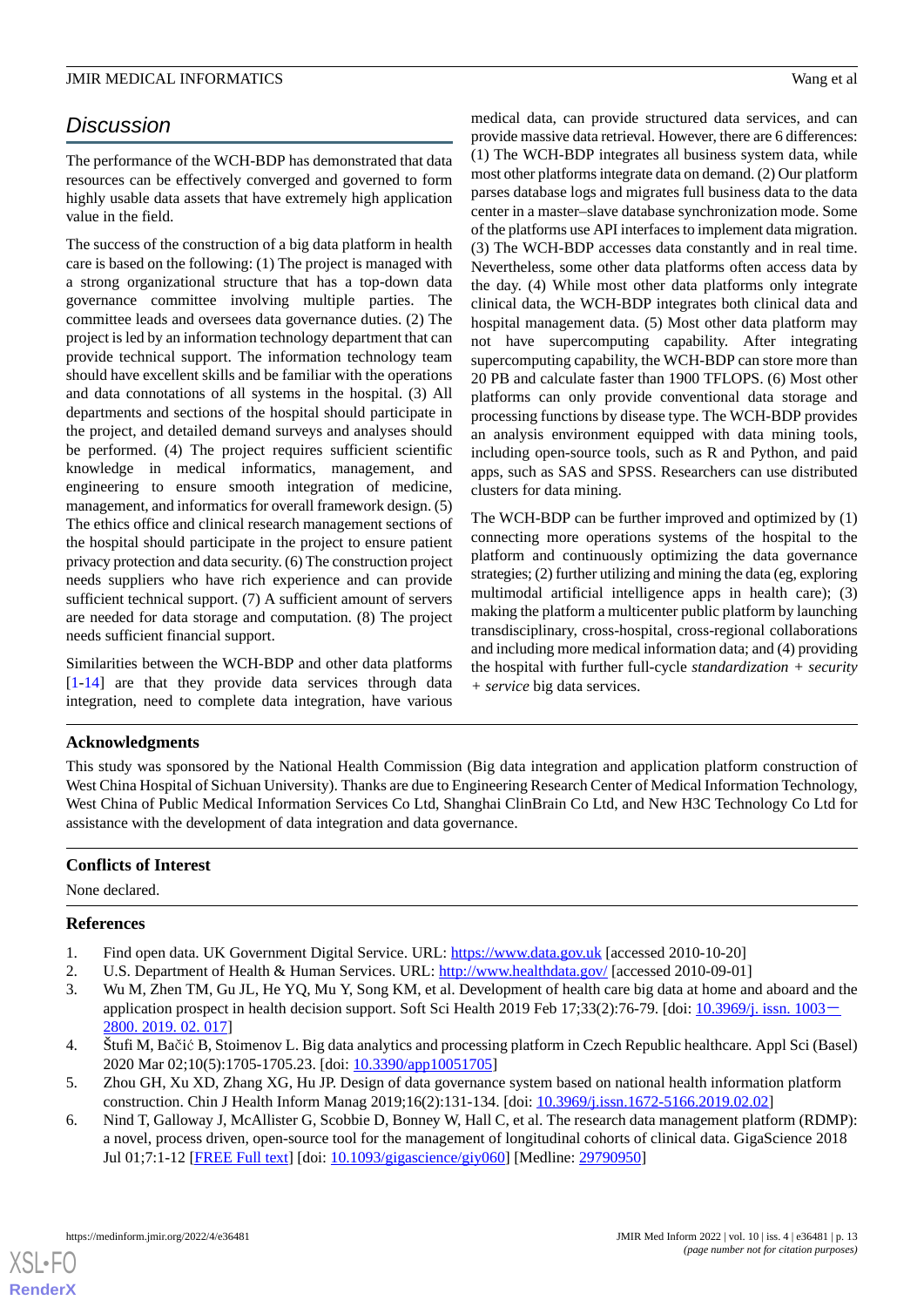## Discussion

The performance of the WCH-BDP has demonstrated that data resources can be effectively converged and governed to form highly usable data assets that have extremely high application value in the field.

The success of the construction of a big data platform in health care is based on the following: (1) The project is managed with a strong organizational structure that has a top-down data governance committee involving multiple parties. The committee leads and oversees data governance duties. (2) The project is led by an information technology department that can provide technical support. The information technology team should have excellent skills and be familiar with the operations and data connotations of all systems in the hospital. (3) All departments and sections of the hospital should participate in the project, and detailed demand surveys and analyses should be performed. (4) The project requires sufficient scientific knowledge in medical informatics, management, and engineering to ensure smooth integration of medicine, management, and informatics for overall framework design. (5) The ethics office and clinical research management sections of the hospital should participate in the project to ensure patient privacy protection and data security. (6) The construction project needs suppliers who have rich experience and can provide sufficient technical support. (7) A sufficient amount of servers are needed for data storage and computation. (8) The project needs sufficient financial support.

Similarities between the WCH-BDP and other data platforms [1-14] are that they provide data services through data integration, need to complete data integration, have various medical data, can provide structured data services, and can provide massive data retrieval. However, there are 6 differences: (1) The WCH-BDP integrates all business system data, while most other platforms integrate data on demand. (2) Our platform parses database logs and migrates full business data to the data center in a master–slave database synchronization mode. Some of the platforms use API interfaces to implement data migration. (3) The WCH-BDP accesses data constantly and in real time. Nevertheless, some other data platforms often access data by the day. (4) While most other data platforms only integrate clinical data, the WCH-BDP integrates both clinical data and hospital management data. (5) Most other data platform may not have supercomputing capability. After integrating supercomputing capability, the WCH-BDP can store more than 20 PB and calculate faster than 1900 TFLOPS. (6) Most other platforms can only provide conventional data storage and processing functions by disease type. The WCH-BDP provides an analysis environment equipped with data mining tools, including open-source tools, such as R and Python, and paid apps, such as SAS and SPSS. Researchers can use distributed clusters for data mining.

The WCH-BDP can be further improved and optimized by (1) connecting more operations systems of the hospital to the platform and continuously optimizing the data governance strategies; (2) further utilizing and mining the data (eg, exploring multimodal artificial intelligence apps in health care); (3) making the platform a multicenter public platform by launching transdisciplinary, cross-hospital, cross-regional collaborations and including more medical information data; and (4) providing the hospital with further full-cycle *standardization + security + service* big data services.

### Acknowledgments

This study was sponsored by the National Health Commission (Big data integration and application platform construction of West China Hospital of Sichuan University). Thanks are due to Engineering Research Center of Medical Information Technology, West China of Public Medical Information Services Co Ltd, Shanghai ClinBrain Co Ltd, and New H3C Technology Co Ltd for assistance with the development of data integration and data governance.

### Conflicts of Interest

None declared.

### References

1. Find open data. UK Government Digital Service. URL: https://www.data.gov.uk [accessed 2010-10-20]
2. U.S. Department of Health & Human Services. URL: http://www.healthdata.gov/ [accessed 2010-09-01]
3. Wu M, Zhen TM, Gu JL, He YQ, Mu Y, Song KM, et al. Development of health care big data at home and aboard and the application prospect in health decision support. Soft Sci Health 2019 Feb 17;33(2):76-79. [doi: 10.3969/j. issn. 1003－2800. 2019. 02. 017]
4. Štufi M, Bačić B, Stoimenov L. Big data analytics and processing platform in Czech Republic healthcare. Appl Sci (Basel) 2020 Mar 02;10(5):1705-1705.23. [doi: 10.3390/app10051705]
5. Zhou GH, Xu XD, Zhang XG, Hu JP. Design of data governance system based on national health information platform construction. Chin J Health Inform Manag 2019;16(2):131-134. [doi: 10.3969/j.issn.1672-5166.2019.02.02]
6. Nind T, Galloway J, McAllister G, Scobbie D, Bonney W, Hall C, et al. The research data management platform (RDMP): a novel, process driven, open-source tool for the management of longitudinal cohorts of clinical data. GigaScience 2018 Jul 01;7:1-12 [FREE Full text] [doi: 10.1093/gigascience/giy060] [Medline: 29790950]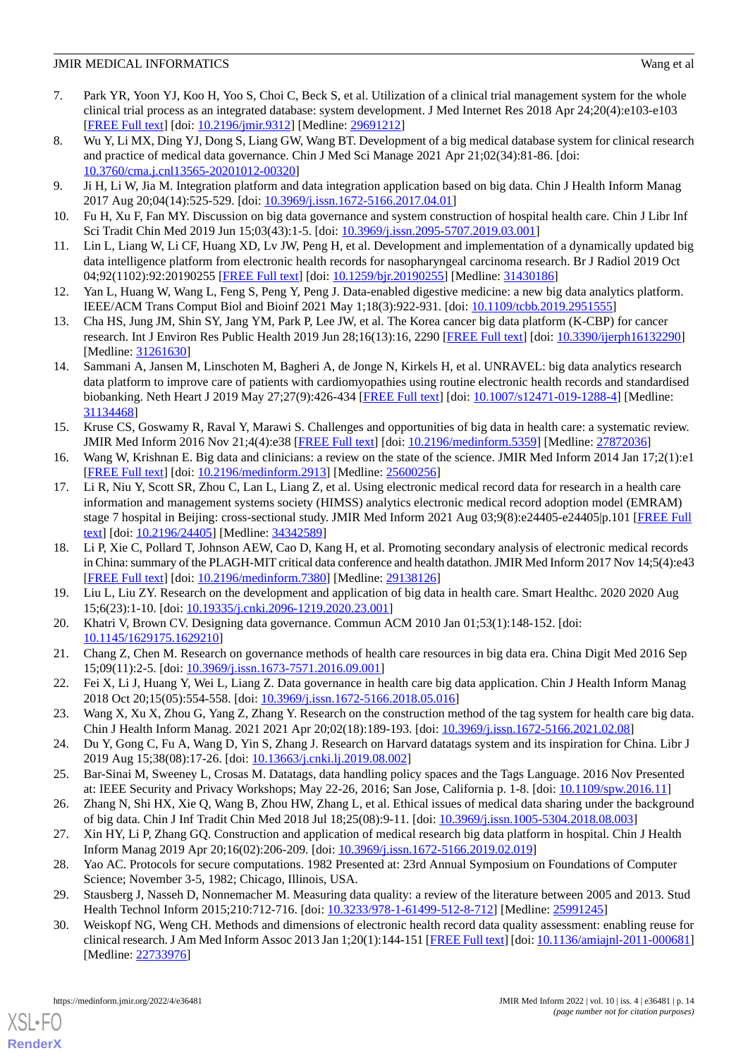7. Park YR, Yoon YJ, Koo H, Yoo S, Choi C, Beck S, et al. Utilization of a clinical trial management system for the whole clinical trial process as an integrated database: system development. J Med Internet Res 2018 Apr 24;20(4):e103-e103 [FREE Full text] [doi: 10.2196/jmir.9312] [Medline: 29691212]
8. Wu Y, Li MX, Ding YJ, Dong S, Liang GW, Wang BT. Development of a big medical database system for clinical research and practice of medical data governance. Chin J Med Sci Manage 2021 Apr 21;02(34):81-86. [doi: 10.3760/cma.j.cnl13565-20201012-00320]
9. Ji H, Li W, Jia M. Integration platform and data integration application based on big data. Chin J Health Inform Manag 2017 Aug 20;04(14):525-529. [doi: 10.3969/j.issn.1672-5166.2017.04.01]
10. Fu H, Xu F, Fan MY. Discussion on big data governance and system construction of hospital health care. Chin J Libr Inf Sci Tradit Chin Med 2019 Jun 15;03(43):1-5. [doi: 10.3969/j.issn.2095-5707.2019.03.001]
11. Lin L, Liang W, Li CF, Huang XD, Lv JW, Peng H, et al. Development and implementation of a dynamically updated big data intelligence platform from electronic health records for nasopharyngeal carcinoma research. Br J Radiol 2019 Oct 04;92(1102):92:20190255 [FREE Full text] [doi: 10.1259/bjr.20190255] [Medline: 31430186]
12. Yan L, Huang W, Wang L, Feng S, Peng Y, Peng J. Data-enabled digestive medicine: a new big data analytics platform. IEEE/ACM Trans Comput Biol and Bioinf 2021 May 1;18(3):922-931. [doi: 10.1109/tcbb.2019.2951555]
13. Cha HS, Jung JM, Shin SY, Jang YM, Park P, Lee JW, et al. The Korea cancer big data platform (K-CBP) for cancer research. Int J Environ Res Public Health 2019 Jun 28;16(13):16, 2290 [FREE Full text] [doi: 10.3390/ijerph16132290] [Medline: 31261630]
14. Sammani A, Jansen M, Linschoten M, Bagheri A, de Jonge N, Kirkels H, et al. UNRAVEL: big data analytics research data platform to improve care of patients with cardiomyopathies using routine electronic health records and standardised biobanking. Neth Heart J 2019 May 27;27(9):426-434 [FREE Full text] [doi: 10.1007/s12471-019-1288-4] [Medline: 31134468]
15. Kruse CS, Goswamy R, Raval Y, Marawi S. Challenges and opportunities of big data in health care: a systematic review. JMIR Med Inform 2016 Nov 21;4(4):e38 [FREE Full text] [doi: 10.2196/medinform.5359] [Medline: 27872036]
16. Wang W, Krishnan E. Big data and clinicians: a review on the state of the science. JMIR Med Inform 2014 Jan 17;2(1):e1 [FREE Full text] [doi: 10.2196/medinform.2913] [Medline: 25600256]
17. Li R, Niu Y, Scott SR, Zhou C, Lan L, Liang Z, et al. Using electronic medical record data for research in a health care information and management systems society (HIMSS) analytics electronic medical record adoption model (EMRAM) stage 7 hospital in Beijing: cross-sectional study. JMIR Med Inform 2021 Aug 03;9(8):e24405-e24405|p.101 [FREE Full text] [doi: 10.2196/24405] [Medline: 34342589]
18. Li P, Xie C, Pollard T, Johnson AEW, Cao D, Kang H, et al. Promoting secondary analysis of electronic medical records in China: summary of the PLAGH-MIT critical data conference and health datathon. JMIR Med Inform 2017 Nov 14;5(4):e43 [FREE Full text] [doi: 10.2196/medinform.7380] [Medline: 29138126]
19. Liu L, Liu ZY. Research on the development and application of big data in health care. Smart Healthc. 2020 2020 Aug 15;6(23):1-10. [doi: 10.19335/j.cnki.2096-1219.2020.23.001]
20. Khatri V, Brown CV. Designing data governance. Commun ACM 2010 Jan 01;53(1):148-152. [doi: 10.1145/1629175.1629210]
21. Chang Z, Chen M. Research on governance methods of health care resources in big data era. China Digit Med 2016 Sep 15;09(11):2-5. [doi: 10.3969/j.issn.1673-7571.2016.09.001]
22. Fei X, Li J, Huang Y, Wei L, Liang Z. Data governance in health care big data application. Chin J Health Inform Manag 2018 Oct 20;15(05):554-558. [doi: 10.3969/j.issn.1672-5166.2018.05.016]
23. Wang X, Xu X, Zhou G, Yang Z, Zhang Y. Research on the construction method of the tag system for health care big data. Chin J Health Inform Manag. 2021 2021 Apr 20;02(18):189-193. [doi: 10.3969/j.issn.1672-5166.2021.02.08]
24. Du Y, Gong C, Fu A, Wang D, Yin S, Zhang J. Research on Harvard datatags system and its inspiration for China. Libr J 2019 Aug 15;38(08):17-26. [doi: 10.13663/j.cnki.lj.2019.08.002]
25. Bar-Sinai M, Sweeney L, Crosas M. Datatags, data handling policy spaces and the Tags Language. 2016 Nov Presented at: IEEE Security and Privacy Workshops; May 22-26, 2016; San Jose, California p. 1-8. [doi: 10.1109/spw.2016.11]
26. Zhang N, Shi HX, Xie Q, Wang B, Zhou HW, Zhang L, et al. Ethical issues of medical data sharing under the background of big data. Chin J Inf Tradit Chin Med 2018 Jul 18;25(08):9-11. [doi: 10.3969/j.issn.1005-5304.2018.08.003]
27. Xin HY, Li P, Zhang GQ. Construction and application of medical research big data platform in hospital. Chin J Health Inform Manag 2019 Apr 20;16(02):206-209. [doi: 10.3969/j.issn.1672-5166.2019.02.019]
28. Yao AC. Protocols for secure computations. 1982 Presented at: 23rd Annual Symposium on Foundations of Computer Science; November 3-5, 1982; Chicago, Illinois, USA.
29. Stausberg J, Nasseh D, Nonnemacher M. Measuring data quality: a review of the literature between 2005 and 2013. Stud Health Technol Inform 2015;210:712-716. [doi: 10.3233/978-1-61499-512-8-712] [Medline: 25991245]
30. Weiskopf NG, Weng CH. Methods and dimensions of electronic health record data quality assessment: enabling reuse for clinical research. J Am Med Inform Assoc 2013 Jan 1;20(1):144-151 [FREE Full text] [doi: 10.1136/amiajnl-2011-000681] [Medline: 22733976]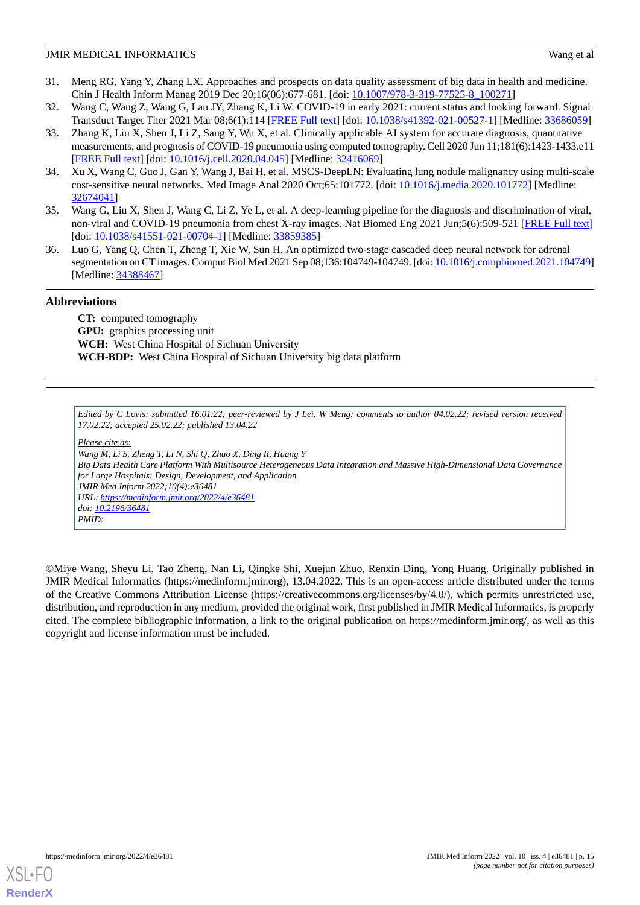31. Meng RG, Yang Y, Zhang LX. Approaches and prospects on data quality assessment of big data in health and medicine. Chin J Health Inform Manag 2019 Dec 20;16(06):677-681. [doi: 10.1007/978-3-319-77525-8_100271]
32. Wang C, Wang Z, Wang G, Lau JY, Zhang K, Li W. COVID-19 in early 2021: current status and looking forward. Signal Transduct Target Ther 2021 Mar 08;6(1):114 [FREE Full text] [doi: 10.1038/s41392-021-00527-1] [Medline: 33686059]
33. Zhang K, Liu X, Shen J, Li Z, Sang Y, Wu X, et al. Clinically applicable AI system for accurate diagnosis, quantitative measurements, and prognosis of COVID-19 pneumonia using computed tomography. Cell 2020 Jun 11;181(6):1423-1433.e11 [FREE Full text] [doi: 10.1016/j.cell.2020.04.045] [Medline: 32416069]
34. Xu X, Wang C, Guo J, Gan Y, Wang J, Bai H, et al. MSCS-DeepLN: Evaluating lung nodule malignancy using multi-scale cost-sensitive neural networks. Med Image Anal 2020 Oct;65:101772. [doi: 10.1016/j.media.2020.101772] [Medline: 32674041]
35. Wang G, Liu X, Shen J, Wang C, Li Z, Ye L, et al. A deep-learning pipeline for the diagnosis and discrimination of viral, non-viral and COVID-19 pneumonia from chest X-ray images. Nat Biomed Eng 2021 Jun;5(6):509-521 [FREE Full text] [doi: 10.1038/s41551-021-00704-1] [Medline: 33859385]
36. Luo G, Yang Q, Chen T, Zheng T, Xie W, Sun H. An optimized two-stage cascaded deep neural network for adrenal segmentation on CT images. Comput Biol Med 2021 Sep 08;136:104749-104749. [doi: 10.1016/j.compbiomed.2021.104749] [Medline: 34388467]

## Abbreviations

**CT:** computed tomography
**GPU:** graphics processing unit
**WCH:** West China Hospital of Sichuan University
**WCH-BDP:** West China Hospital of Sichuan University big data platform

---

*Edited by C Lovis; submitted 16.01.22; peer-reviewed by J Lei, W Meng; comments to author 04.02.22; revised version received 17.02.22; accepted 25.02.22; published 13.04.22*

*Please cite as:*
*Wang M, Li S, Zheng T, Li N, Shi Q, Zhuo X, Ding R, Huang Y*
*Big Data Health Care Platform With Multisource Heterogeneous Data Integration and Massive High-Dimensional Data Governance for Large Hospitals: Design, Development, and Application*
*JMIR Med Inform 2022;10(4):e36481*
*URL: https://medinform.jmir.org/2022/4/e36481*
*doi: 10.2196/36481*
*PMID:*

©Miye Wang, Sheyu Li, Tao Zheng, Nan Li, Qingke Shi, Xuejun Zhuo, Renxin Ding, Yong Huang. Originally published in JMIR Medical Informatics (https://medinform.jmir.org), 13.04.2022. This is an open-access article distributed under the terms of the Creative Commons Attribution License (https://creativecommons.org/licenses/by/4.0/), which permits unrestricted use, distribution, and reproduction in any medium, provided the original work, first published in JMIR Medical Informatics, is properly cited. The complete bibliographic information, a link to the original publication on https://medinform.jmir.org/, as well as this copyright and license information must be included.